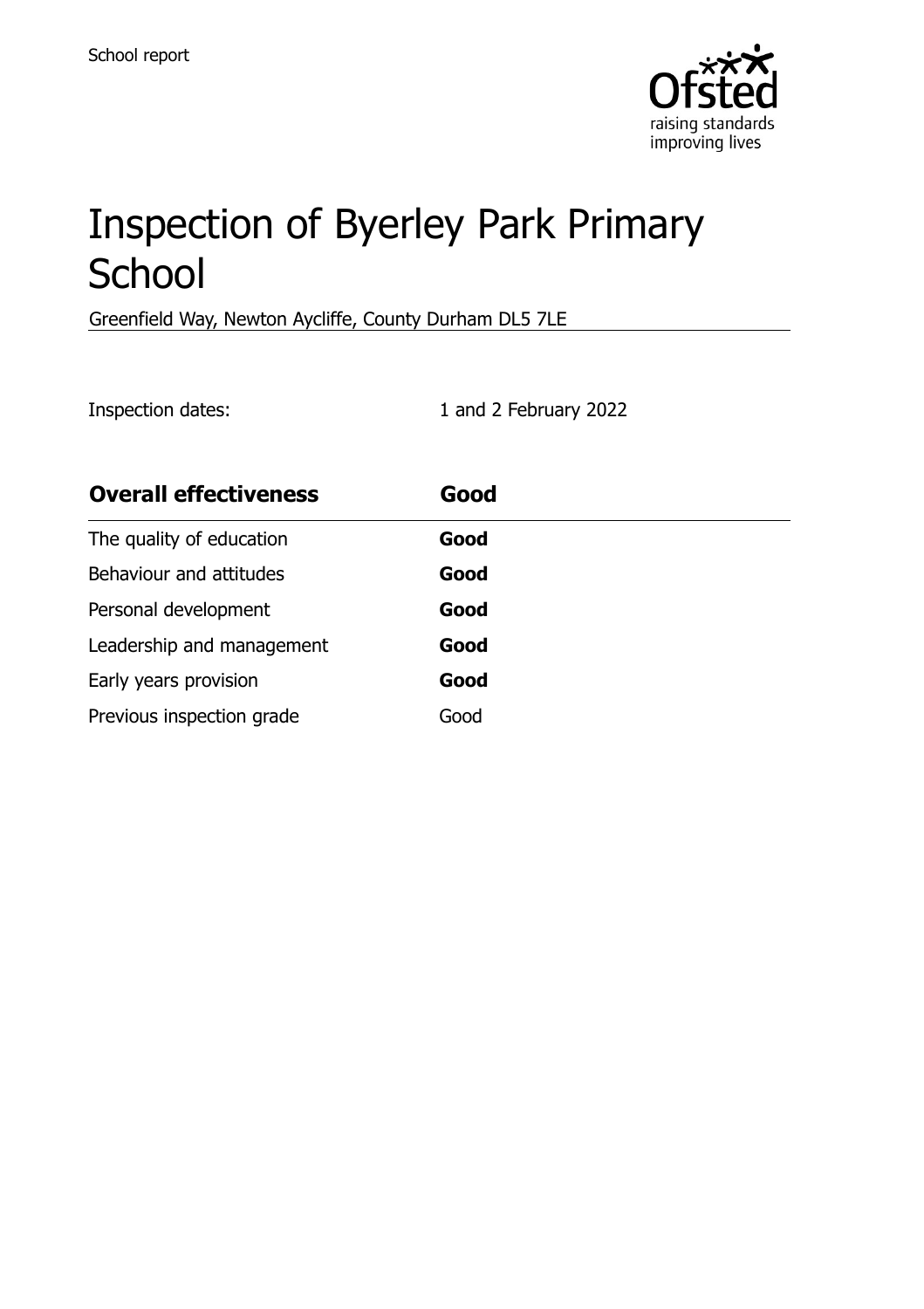School report

# Inspection of Byerley Park Primary School

Greenfield Way, Newton Aycliffe, County Durham DL5 7LE

Inspection dates: 1 and 2 February 2022

| **Overall effectiveness** | **Good** |
| --- | --- |
| The quality of education | **Good** |
| Behaviour and attitudes | **Good** |
| Personal development | **Good** |
| Leadership and management | **Good** |
| Early years provision | **Good** |
| Previous inspection grade | Good |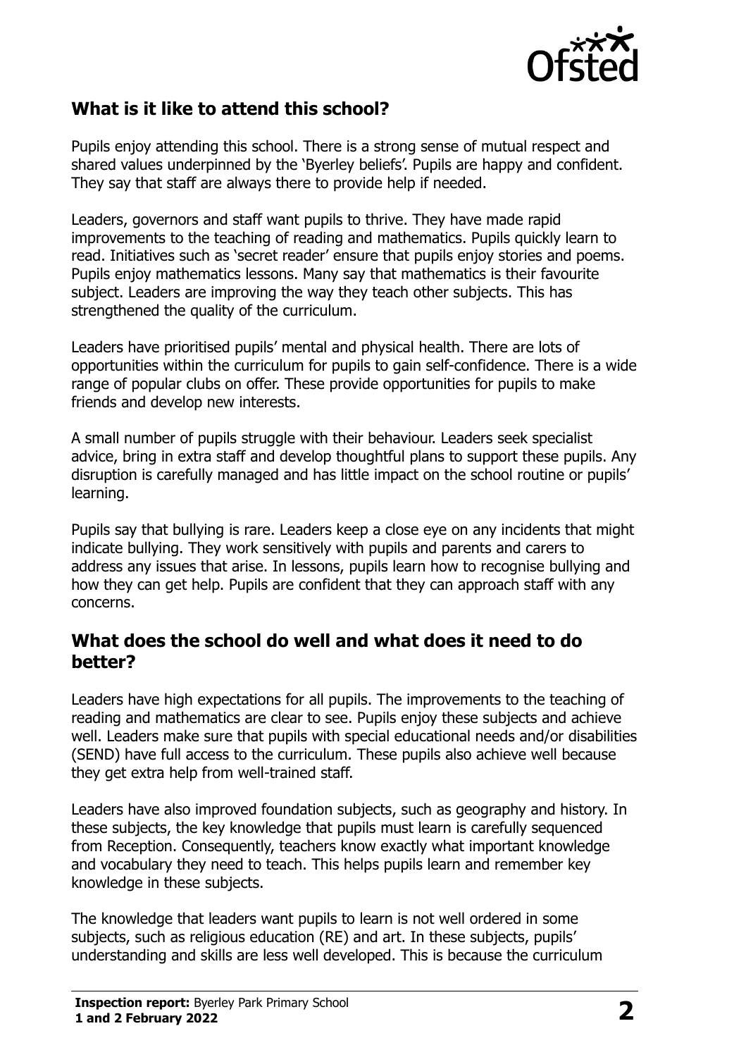## What is it like to attend this school?

Pupils enjoy attending this school. There is a strong sense of mutual respect and shared values underpinned by the 'Byerley beliefs'. Pupils are happy and confident. They say that staff are always there to provide help if needed.

Leaders, governors and staff want pupils to thrive. They have made rapid improvements to the teaching of reading and mathematics. Pupils quickly learn to read. Initiatives such as 'secret reader' ensure that pupils enjoy stories and poems. Pupils enjoy mathematics lessons. Many say that mathematics is their favourite subject. Leaders are improving the way they teach other subjects. This has strengthened the quality of the curriculum.

Leaders have prioritised pupils' mental and physical health. There are lots of opportunities within the curriculum for pupils to gain self-confidence. There is a wide range of popular clubs on offer. These provide opportunities for pupils to make friends and develop new interests.

A small number of pupils struggle with their behaviour. Leaders seek specialist advice, bring in extra staff and develop thoughtful plans to support these pupils. Any disruption is carefully managed and has little impact on the school routine or pupils' learning.

Pupils say that bullying is rare. Leaders keep a close eye on any incidents that might indicate bullying. They work sensitively with pupils and parents and carers to address any issues that arise. In lessons, pupils learn how to recognise bullying and how they can get help. Pupils are confident that they can approach staff with any concerns.

## What does the school do well and what does it need to do better?

Leaders have high expectations for all pupils. The improvements to the teaching of reading and mathematics are clear to see. Pupils enjoy these subjects and achieve well. Leaders make sure that pupils with special educational needs and/or disabilities (SEND) have full access to the curriculum. These pupils also achieve well because they get extra help from well-trained staff.

Leaders have also improved foundation subjects, such as geography and history. In these subjects, the key knowledge that pupils must learn is carefully sequenced from Reception. Consequently, teachers know exactly what important knowledge and vocabulary they need to teach. This helps pupils learn and remember key knowledge in these subjects.

The knowledge that leaders want pupils to learn is not well ordered in some subjects, such as religious education (RE) and art. In these subjects, pupils' understanding and skills are less well developed. This is because the curriculum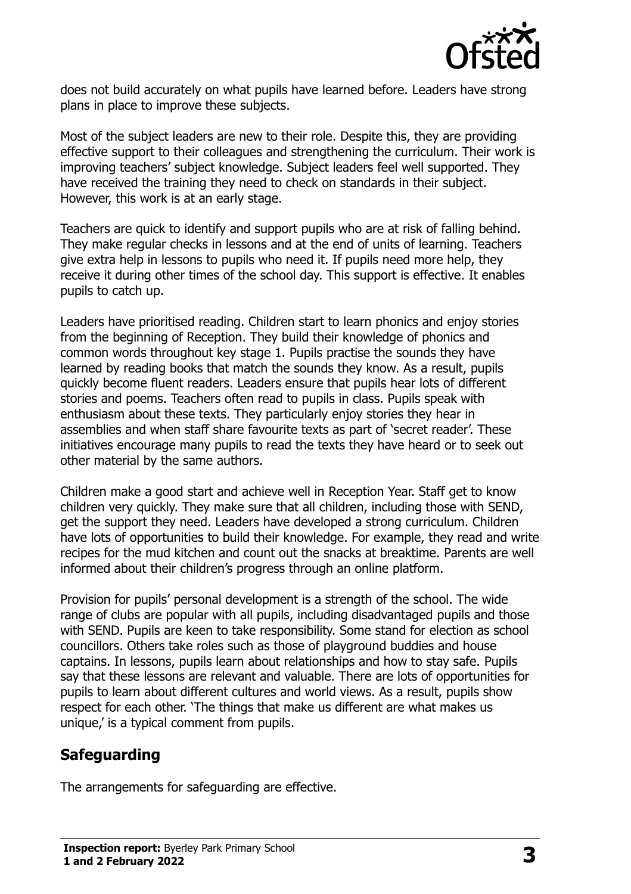does not build accurately on what pupils have learned before. Leaders have strong plans in place to improve these subjects.

Most of the subject leaders are new to their role. Despite this, they are providing effective support to their colleagues and strengthening the curriculum. Their work is improving teachers' subject knowledge. Subject leaders feel well supported. They have received the training they need to check on standards in their subject. However, this work is at an early stage.

Teachers are quick to identify and support pupils who are at risk of falling behind. They make regular checks in lessons and at the end of units of learning. Teachers give extra help in lessons to pupils who need it. If pupils need more help, they receive it during other times of the school day. This support is effective. It enables pupils to catch up.

Leaders have prioritised reading. Children start to learn phonics and enjoy stories from the beginning of Reception. They build their knowledge of phonics and common words throughout key stage 1. Pupils practise the sounds they have learned by reading books that match the sounds they know. As a result, pupils quickly become fluent readers. Leaders ensure that pupils hear lots of different stories and poems. Teachers often read to pupils in class. Pupils speak with enthusiasm about these texts. They particularly enjoy stories they hear in assemblies and when staff share favourite texts as part of 'secret reader'. These initiatives encourage many pupils to read the texts they have heard or to seek out other material by the same authors.

Children make a good start and achieve well in Reception Year. Staff get to know children very quickly. They make sure that all children, including those with SEND, get the support they need. Leaders have developed a strong curriculum. Children have lots of opportunities to build their knowledge. For example, they read and write recipes for the mud kitchen and count out the snacks at breaktime. Parents are well informed about their children's progress through an online platform.

Provision for pupils' personal development is a strength of the school. The wide range of clubs are popular with all pupils, including disadvantaged pupils and those with SEND. Pupils are keen to take responsibility. Some stand for election as school councillors. Others take roles such as those of playground buddies and house captains. In lessons, pupils learn about relationships and how to stay safe. Pupils say that these lessons are relevant and valuable. There are lots of opportunities for pupils to learn about different cultures and world views. As a result, pupils show respect for each other. 'The things that make us different are what makes us unique,' is a typical comment from pupils.

## Safeguarding

The arrangements for safeguarding are effective.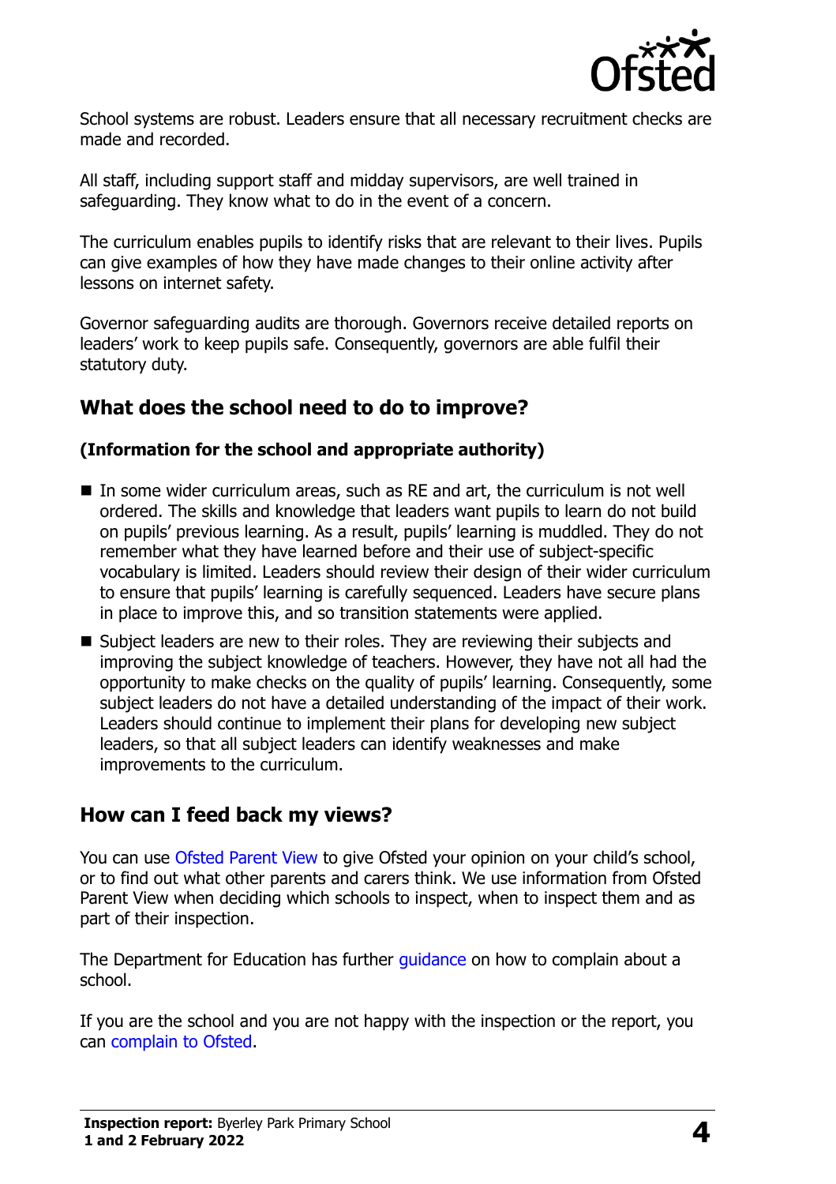School systems are robust. Leaders ensure that all necessary recruitment checks are made and recorded.

All staff, including support staff and midday supervisors, are well trained in safeguarding. They know what to do in the event of a concern.

The curriculum enables pupils to identify risks that are relevant to their lives. Pupils can give examples of how they have made changes to their online activity after lessons on internet safety.

Governor safeguarding audits are thorough. Governors receive detailed reports on leaders' work to keep pupils safe. Consequently, governors are able fulfil their statutory duty.

## What does the school need to do to improve?

### (Information for the school and appropriate authority)

- In some wider curriculum areas, such as RE and art, the curriculum is not well ordered. The skills and knowledge that leaders want pupils to learn do not build on pupils' previous learning. As a result, pupils' learning is muddled. They do not remember what they have learned before and their use of subject-specific vocabulary is limited. Leaders should review their design of their wider curriculum to ensure that pupils' learning is carefully sequenced. Leaders have secure plans in place to improve this, and so transition statements were applied.
- Subject leaders are new to their roles. They are reviewing their subjects and improving the subject knowledge of teachers. However, they have not all had the opportunity to make checks on the quality of pupils' learning. Consequently, some subject leaders do not have a detailed understanding of the impact of their work. Leaders should continue to implement their plans for developing new subject leaders, so that all subject leaders can identify weaknesses and make improvements to the curriculum.

## How can I feed back my views?

You can use Ofsted Parent View to give Ofsted your opinion on your child's school, or to find out what other parents and carers think. We use information from Ofsted Parent View when deciding which schools to inspect, when to inspect them and as part of their inspection.

The Department for Education has further guidance on how to complain about a school.

If you are the school and you are not happy with the inspection or the report, you can complain to Ofsted.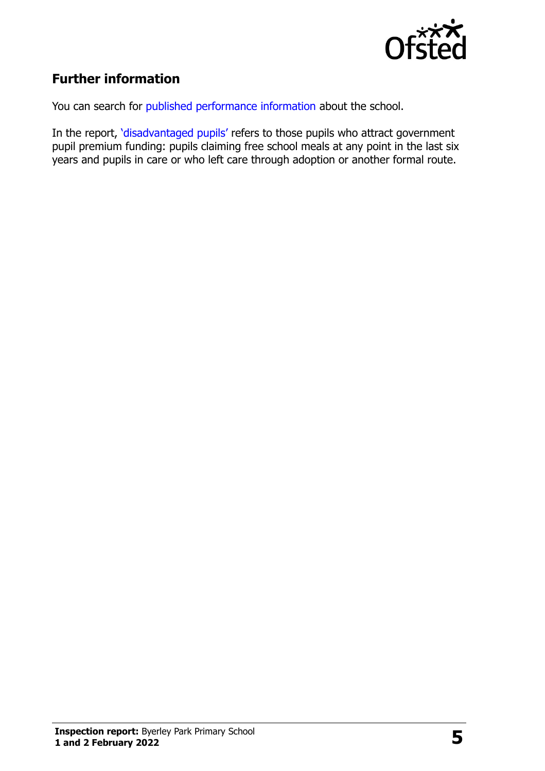## Further information

You can search for published performance information about the school.

In the report, 'disadvantaged pupils' refers to those pupils who attract government pupil premium funding: pupils claiming free school meals at any point in the last six years and pupils in care or who left care through adoption or another formal route.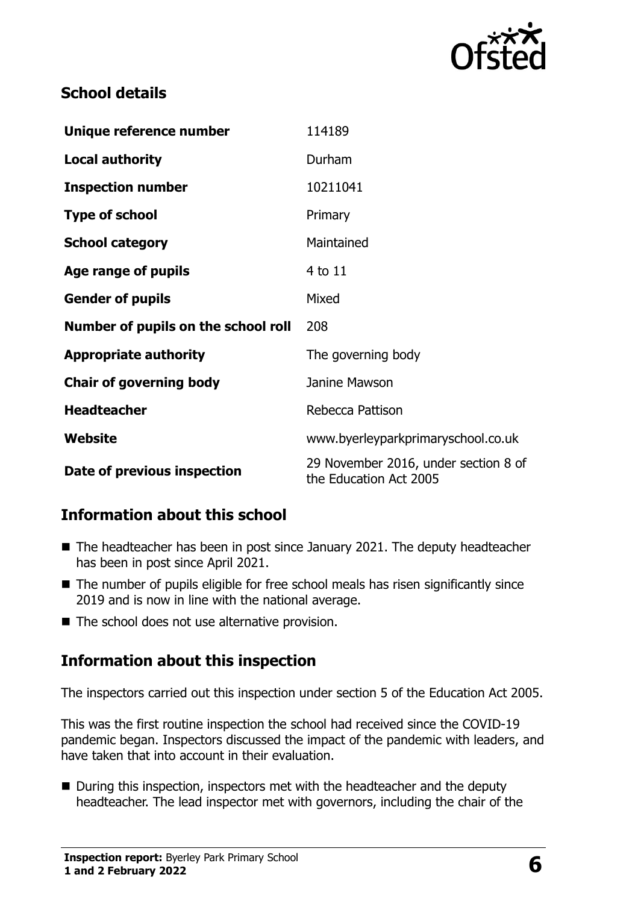## School details

| | |
|---|---|
| **Unique reference number** | 114189 |
| **Local authority** | Durham |
| **Inspection number** | 10211041 |
| **Type of school** | Primary |
| **School category** | Maintained |
| **Age range of pupils** | 4 to 11 |
| **Gender of pupils** | Mixed |
| **Number of pupils on the school roll** | 208 |
| **Appropriate authority** | The governing body |
| **Chair of governing body** | Janine Mawson |
| **Headteacher** | Rebecca Pattison |
| **Website** | www.byerleyparkprimaryschool.co.uk |
| **Date of previous inspection** | 29 November 2016, under section 8 of the Education Act 2005 |

## Information about this school

- The headteacher has been in post since January 2021. The deputy headteacher has been in post since April 2021.
- The number of pupils eligible for free school meals has risen significantly since 2019 and is now in line with the national average.
- The school does not use alternative provision.

## Information about this inspection

The inspectors carried out this inspection under section 5 of the Education Act 2005.

This was the first routine inspection the school had received since the COVID-19 pandemic began. Inspectors discussed the impact of the pandemic with leaders, and have taken that into account in their evaluation.

- During this inspection, inspectors met with the headteacher and the deputy headteacher. The lead inspector met with governors, including the chair of the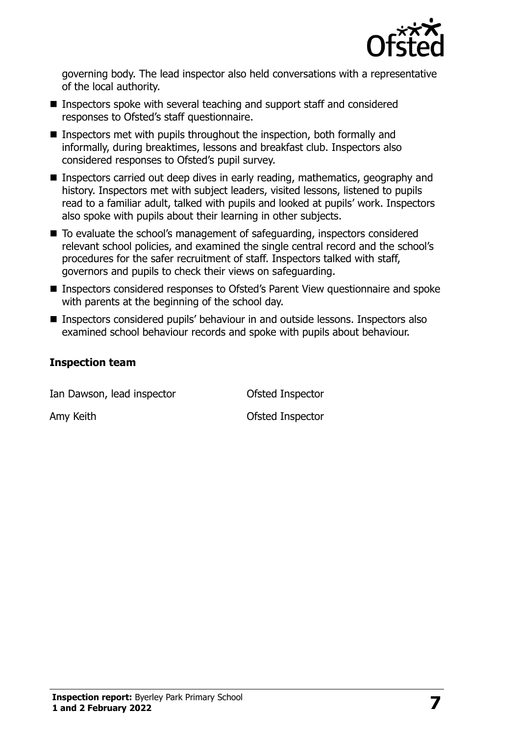governing body. The lead inspector also held conversations with a representative of the local authority.

- Inspectors spoke with several teaching and support staff and considered responses to Ofsted's staff questionnaire.
- Inspectors met with pupils throughout the inspection, both formally and informally, during breaktimes, lessons and breakfast club. Inspectors also considered responses to Ofsted's pupil survey.
- Inspectors carried out deep dives in early reading, mathematics, geography and history. Inspectors met with subject leaders, visited lessons, listened to pupils read to a familiar adult, talked with pupils and looked at pupils' work. Inspectors also spoke with pupils about their learning in other subjects.
- To evaluate the school's management of safeguarding, inspectors considered relevant school policies, and examined the single central record and the school's procedures for the safer recruitment of staff. Inspectors talked with staff, governors and pupils to check their views on safeguarding.
- Inspectors considered responses to Ofsted's Parent View questionnaire and spoke with parents at the beginning of the school day.
- Inspectors considered pupils' behaviour in and outside lessons. Inspectors also examined school behaviour records and spoke with pupils about behaviour.

### Inspection team

| | |
|---|---|
| Ian Dawson, lead inspector | Ofsted Inspector |
| Amy Keith | Ofsted Inspector |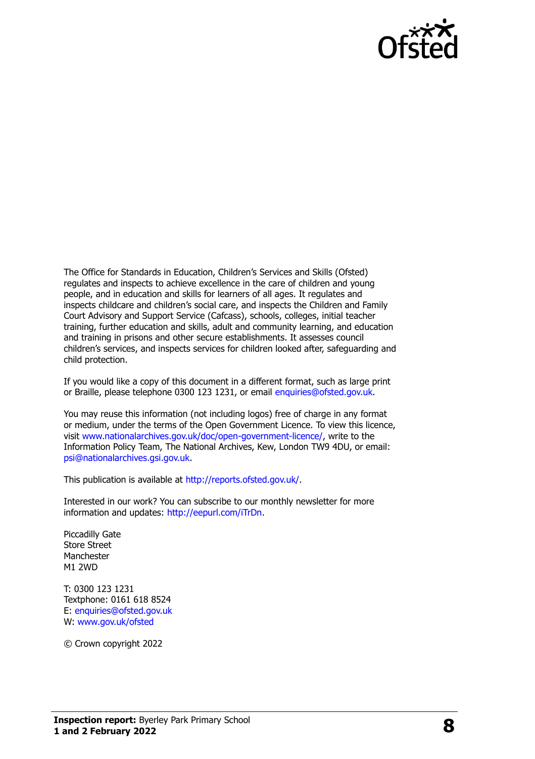The Office for Standards in Education, Children's Services and Skills (Ofsted) regulates and inspects to achieve excellence in the care of children and young people, and in education and skills for learners of all ages. It regulates and inspects childcare and children's social care, and inspects the Children and Family Court Advisory and Support Service (Cafcass), schools, colleges, initial teacher training, further education and skills, adult and community learning, and education and training in prisons and other secure establishments. It assesses council children's services, and inspects services for children looked after, safeguarding and child protection.

If you would like a copy of this document in a different format, such as large print or Braille, please telephone 0300 123 1231, or email enquiries@ofsted.gov.uk.

You may reuse this information (not including logos) free of charge in any format or medium, under the terms of the Open Government Licence. To view this licence, visit www.nationalarchives.gov.uk/doc/open-government-licence/, write to the Information Policy Team, The National Archives, Kew, London TW9 4DU, or email: psi@nationalarchives.gsi.gov.uk.

This publication is available at http://reports.ofsted.gov.uk/.

Interested in our work? You can subscribe to our monthly newsletter for more information and updates: http://eepurl.com/iTrDn.

Piccadilly Gate
Store Street
Manchester
M1 2WD

T: 0300 123 1231
Textphone: 0161 618 8524
E: enquiries@ofsted.gov.uk
W: www.gov.uk/ofsted

© Crown copyright 2022